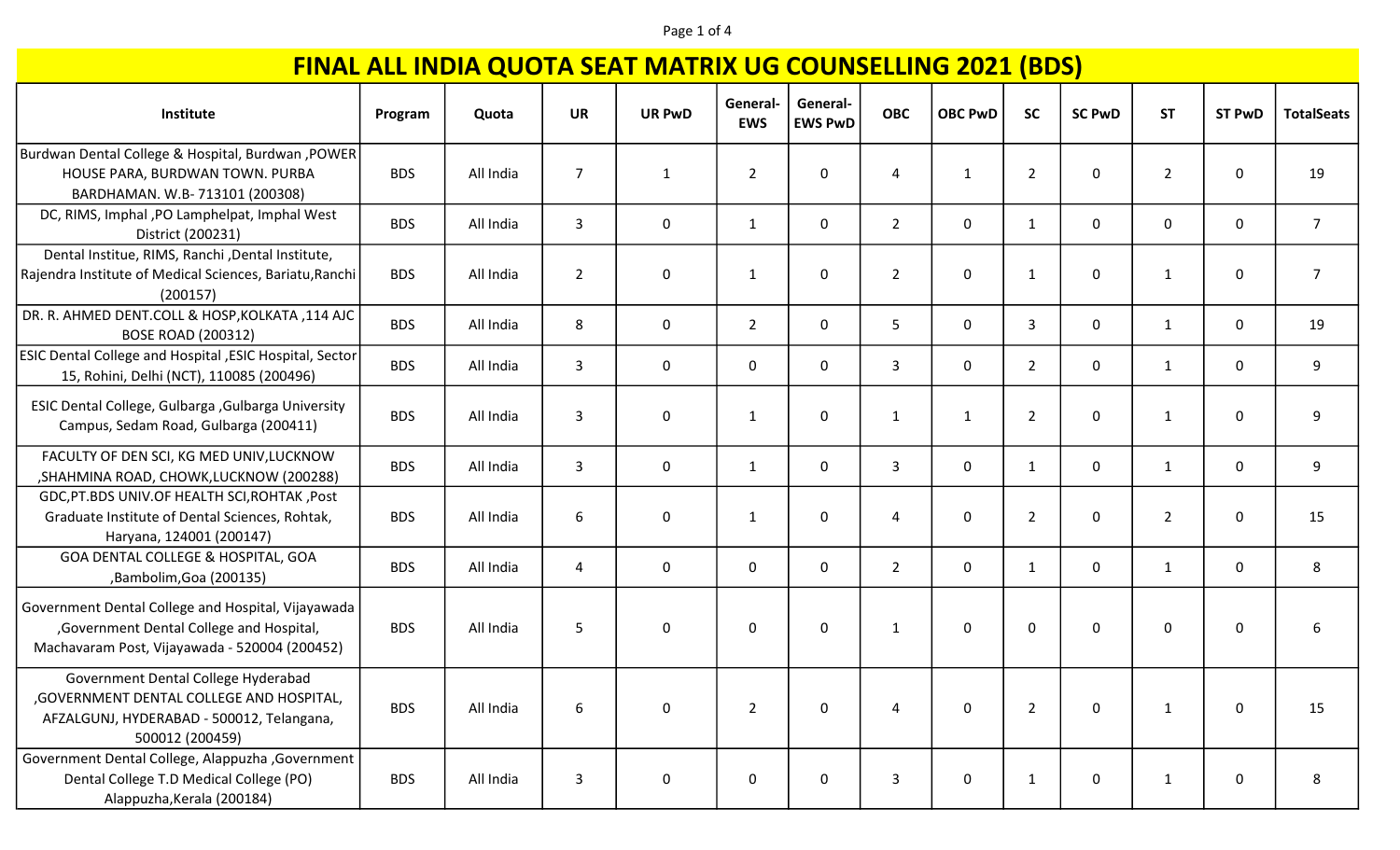# FINAL ALL INDIA QUOTA SEAT MATRIX UG COUNSELLING 2021 (BDS)

| Institute | Program | Quota | UR | UR PwD | General-EWS | General-EWS PwD | OBC | OBC PwD | SC | SC PwD | ST | ST PwD | TotalSeats |
|---|---|---|---|---|---|---|---|---|---|---|---|---|---|
| Burdwan Dental College & Hospital, Burdwan ,POWER HOUSE PARA, BURDWAN TOWN. PURBA BARDHAMAN. W.B- 713101 (200308) | BDS | All India | 7 | 1 | 2 | 0 | 4 | 1 | 2 | 0 | 2 | 0 | 19 |
| DC, RIMS, Imphal ,PO Lamphelpat, Imphal West District (200231) | BDS | All India | 3 | 0 | 1 | 0 | 2 | 0 | 1 | 0 | 0 | 0 | 7 |
| Dental Institue, RIMS, Ranchi ,Dental Institute, Rajendra Institute of Medical Sciences, Bariatu,Ranchi (200157) | BDS | All India | 2 | 0 | 1 | 0 | 2 | 0 | 1 | 0 | 1 | 0 | 7 |
| DR. R. AHMED DENT.COLL & HOSP,KOLKATA ,114 AJC BOSE ROAD (200312) | BDS | All India | 8 | 0 | 2 | 0 | 5 | 0 | 3 | 0 | 1 | 0 | 19 |
| ESIC Dental College and Hospital ,ESIC Hospital, Sector 15, Rohini, Delhi (NCT), 110085 (200496) | BDS | All India | 3 | 0 | 0 | 0 | 3 | 0 | 2 | 0 | 1 | 0 | 9 |
| ESIC Dental College, Gulbarga ,Gulbarga University Campus, Sedam Road, Gulbarga (200411) | BDS | All India | 3 | 0 | 1 | 0 | 1 | 1 | 2 | 0 | 1 | 0 | 9 |
| FACULTY OF DEN SCI, KG MED UNIV,LUCKNOW ,SHAHMINA ROAD, CHOWK,LUCKNOW (200288) | BDS | All India | 3 | 0 | 1 | 0 | 3 | 0 | 1 | 0 | 1 | 0 | 9 |
| GDC,PT.BDS UNIV.OF HEALTH SCI,ROHTAK ,Post Graduate Institute of Dental Sciences, Rohtak, Haryana, 124001 (200147) | BDS | All India | 6 | 0 | 1 | 0 | 4 | 0 | 2 | 0 | 2 | 0 | 15 |
| GOA DENTAL COLLEGE & HOSPITAL, GOA ,Bambolim,Goa (200135) | BDS | All India | 4 | 0 | 0 | 0 | 2 | 0 | 1 | 0 | 1 | 0 | 8 |
| Government Dental College and Hospital, Vijayawada ,Government Dental College and Hospital, Machavaram Post, Vijayawada - 520004 (200452) | BDS | All India | 5 | 0 | 0 | 0 | 1 | 0 | 0 | 0 | 0 | 0 | 6 |
| Government Dental College Hyderabad ,GOVERNMENT DENTAL COLLEGE AND HOSPITAL, AFZALGUNJ, HYDERABAD - 500012, Telangana, 500012 (200459) | BDS | All India | 6 | 0 | 2 | 0 | 4 | 0 | 2 | 0 | 1 | 0 | 15 |
| Government Dental College, Alappuzha ,Government Dental College T.D Medical College (PO) Alappuzha,Kerala (200184) | BDS | All India | 3 | 0 | 0 | 0 | 3 | 0 | 1 | 0 | 1 | 0 | 8 |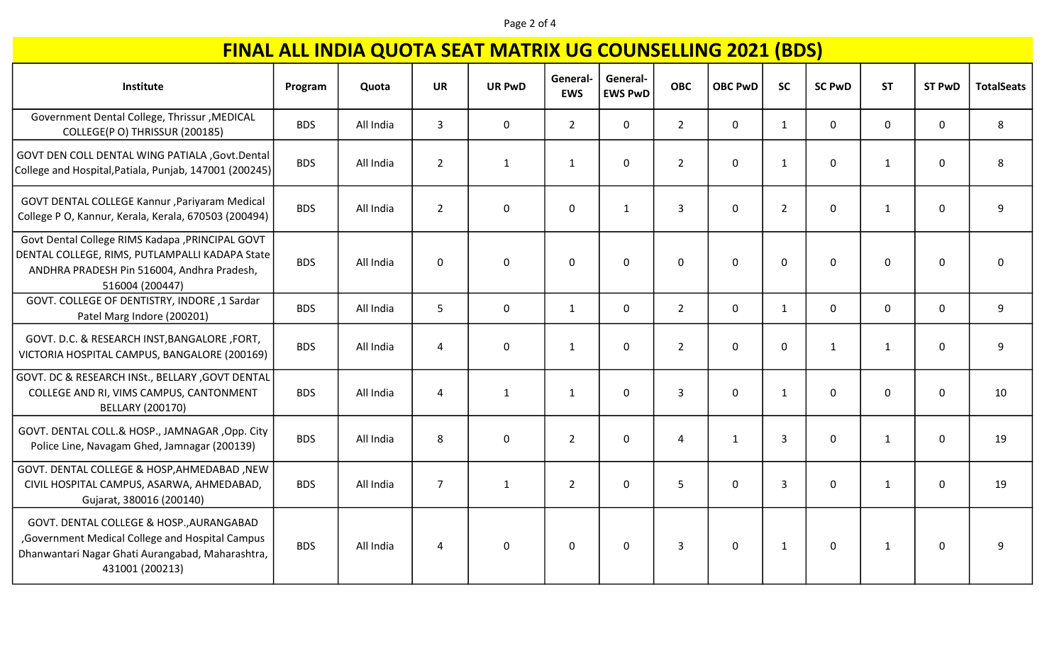# FINAL ALL INDIA QUOTA SEAT MATRIX UG COUNSELLING 2021 (BDS)

| Institute | Program | Quota | UR | UR PwD | General-EWS | General-EWS PwD | OBC | OBC PwD | SC | SC PwD | ST | ST PwD | TotalSeats |
|---|---|---|---|---|---|---|---|---|---|---|---|---|---|
| Government Dental College, Thrissur ,MEDICAL COLLEGE(P O) THRISSUR (200185) | BDS | All India | 3 | 0 | 2 | 0 | 2 | 0 | 1 | 0 | 0 | 0 | 8 |
| GOVT DEN COLL DENTAL WING PATIALA ,Govt.Dental College and Hospital,Patiala, Punjab, 147001 (200245) | BDS | All India | 2 | 1 | 1 | 0 | 2 | 0 | 1 | 0 | 1 | 0 | 8 |
| GOVT DENTAL COLLEGE Kannur ,Pariyaram Medical College P O, Kannur, Kerala, Kerala, 670503 (200494) | BDS | All India | 2 | 0 | 0 | 1 | 3 | 0 | 2 | 0 | 1 | 0 | 9 |
| Govt Dental College RIMS Kadapa ,PRINCIPAL GOVT DENTAL COLLEGE, RIMS, PUTLAMPALLI KADAPA State ANDHRA PRADESH Pin 516004, Andhra Pradesh, 516004 (200447) | BDS | All India | 0 | 0 | 0 | 0 | 0 | 0 | 0 | 0 | 0 | 0 | 0 |
| GOVT. COLLEGE OF DENTISTRY, INDORE ,1 Sardar Patel Marg Indore (200201) | BDS | All India | 5 | 0 | 1 | 0 | 2 | 0 | 1 | 0 | 0 | 0 | 9 |
| GOVT. D.C. & RESEARCH INST,BANGALORE ,FORT, VICTORIA HOSPITAL CAMPUS, BANGALORE (200169) | BDS | All India | 4 | 0 | 1 | 0 | 2 | 0 | 0 | 1 | 1 | 0 | 9 |
| GOVT. DC & RESEARCH INSt., BELLARY ,GOVT DENTAL COLLEGE AND RI, VIMS CAMPUS, CANTONMENT BELLARY (200170) | BDS | All India | 4 | 1 | 1 | 0 | 3 | 0 | 1 | 0 | 0 | 0 | 10 |
| GOVT. DENTAL COLL.& HOSP., JAMNAGAR ,Opp. City Police Line, Navagam Ghed, Jamnagar (200139) | BDS | All India | 8 | 0 | 2 | 0 | 4 | 1 | 3 | 0 | 1 | 0 | 19 |
| GOVT. DENTAL COLLEGE & HOSP,AHMEDABAD ,NEW CIVIL HOSPITAL CAMPUS, ASARWA, AHMEDABAD, Gujarat, 380016 (200140) | BDS | All India | 7 | 1 | 2 | 0 | 5 | 0 | 3 | 0 | 1 | 0 | 19 |
| GOVT. DENTAL COLLEGE & HOSP.,AURANGABAD ,Government Medical College and Hospital Campus Dhanwantari Nagar Ghati Aurangabad, Maharashtra, 431001 (200213) | BDS | All India | 4 | 0 | 0 | 0 | 3 | 0 | 1 | 0 | 1 | 0 | 9 |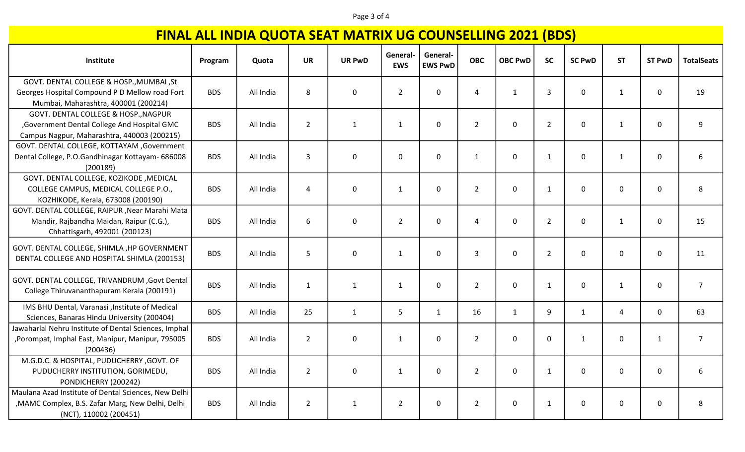# FINAL ALL INDIA QUOTA SEAT MATRIX UG COUNSELLING 2021 (BDS)

| Institute | Program | Quota | UR | UR PwD | General-EWS | General-EWS PwD | OBC | OBC PwD | SC | SC PwD | ST | ST PwD | TotalSeats |
|---|---|---|---|---|---|---|---|---|---|---|---|---|---|
| GOVT. DENTAL COLLEGE & HOSP.,MUMBAI ,St Georges Hospital Compound P D Mellow road Fort Mumbai, Maharashtra, 400001 (200214) | BDS | All India | 8 | 0 | 2 | 0 | 4 | 1 | 3 | 0 | 1 | 0 | 19 |
| GOVT. DENTAL COLLEGE & HOSP.,NAGPUR ,Government Dental College And Hospital GMC Campus Nagpur, Maharashtra, 440003 (200215) | BDS | All India | 2 | 1 | 1 | 0 | 2 | 0 | 2 | 0 | 1 | 0 | 9 |
| GOVT. DENTAL COLLEGE, KOTTAYAM ,Government Dental College, P.O.Gandhinagar Kottayam- 686008 (200189) | BDS | All India | 3 | 0 | 0 | 0 | 1 | 0 | 1 | 0 | 1 | 0 | 6 |
| GOVT. DENTAL COLLEGE, KOZIKODE ,MEDICAL COLLEGE CAMPUS, MEDICAL COLLEGE P.O., KOZHIKODE, Kerala, 673008 (200190) | BDS | All India | 4 | 0 | 1 | 0 | 2 | 0 | 1 | 0 | 0 | 0 | 8 |
| GOVT. DENTAL COLLEGE, RAIPUR ,Near Marahi Mata Mandir, Rajbandha Maidan, Raipur (C.G.), Chhattisgarh, 492001 (200123) | BDS | All India | 6 | 0 | 2 | 0 | 4 | 0 | 2 | 0 | 1 | 0 | 15 |
| GOVT. DENTAL COLLEGE, SHIMLA ,HP GOVERNMENT DENTAL COLLEGE AND HOSPITAL SHIMLA (200153) | BDS | All India | 5 | 0 | 1 | 0 | 3 | 0 | 2 | 0 | 0 | 0 | 11 |
| GOVT. DENTAL COLLEGE, TRIVANDRUM ,Govt Dental College Thiruvananthapuram Kerala (200191) | BDS | All India | 1 | 1 | 1 | 0 | 2 | 0 | 1 | 0 | 1 | 0 | 7 |
| IMS BHU Dental, Varanasi ,Institute of Medical Sciences, Banaras Hindu University (200404) | BDS | All India | 25 | 1 | 5 | 1 | 16 | 1 | 9 | 1 | 4 | 0 | 63 |
| Jawaharlal Nehru Institute of Dental Sciences, Imphal ,Porompat, Imphal East, Manipur, Manipur, 795005 (200436) | BDS | All India | 2 | 0 | 1 | 0 | 2 | 0 | 0 | 1 | 0 | 1 | 7 |
| M.G.D.C. & HOSPITAL, PUDUCHERRY ,GOVT. OF PUDUCHERRY INSTITUTION, GORIMEDU, PONDICHERRY (200242) | BDS | All India | 2 | 0 | 1 | 0 | 2 | 0 | 1 | 0 | 0 | 0 | 6 |
| Maulana Azad Institute of Dental Sciences, New Delhi ,MAMC Complex, B.S. Zafar Marg, New Delhi, Delhi (NCT), 110002 (200451) | BDS | All India | 2 | 1 | 2 | 0 | 2 | 0 | 1 | 0 | 0 | 0 | 8 |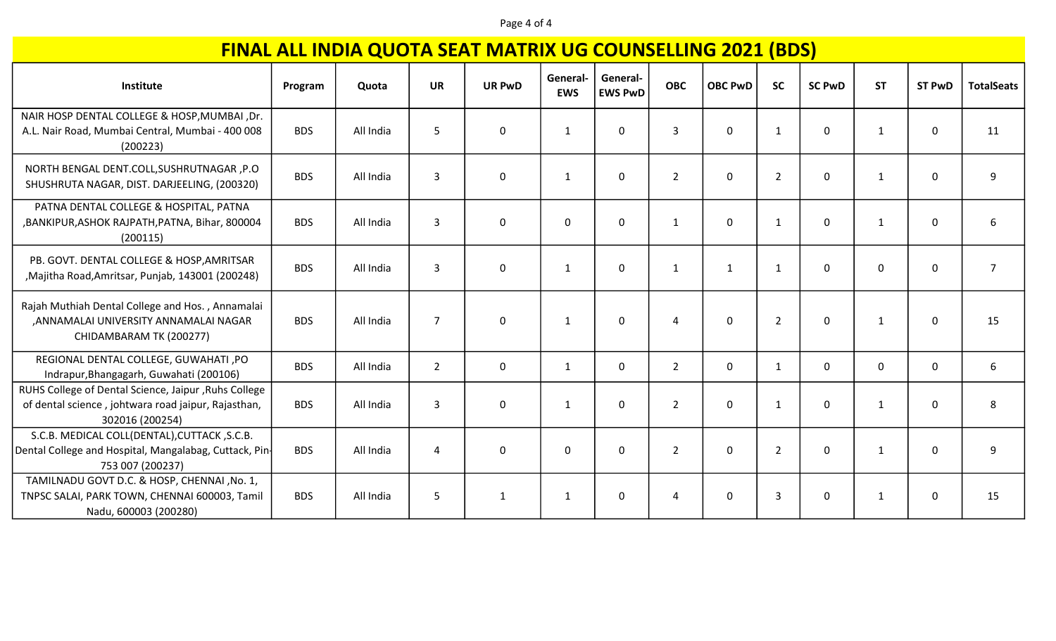# FINAL ALL INDIA QUOTA SEAT MATRIX UG COUNSELLING 2021 (BDS)

| Institute | Program | Quota | UR | UR PwD | General-EWS | General-EWS PwD | OBC | OBC PwD | SC | SC PwD | ST | ST PwD | TotalSeats |
|---|---|---|---|---|---|---|---|---|---|---|---|---|---|
| NAIR HOSP DENTAL COLLEGE & HOSP,MUMBAI ,Dr. A.L. Nair Road, Mumbai Central, Mumbai - 400 008 (200223) | BDS | All India | 5 | 0 | 1 | 0 | 3 | 0 | 1 | 0 | 1 | 0 | 11 |
| NORTH BENGAL DENT.COLL,SUSHRUTNAGAR ,P.O SHUSHRUTA NAGAR, DIST. DARJEELING, (200320) | BDS | All India | 3 | 0 | 1 | 0 | 2 | 0 | 2 | 0 | 1 | 0 | 9 |
| PATNA DENTAL COLLEGE & HOSPITAL, PATNA ,BANKIPUR,ASHOK RAJPATH,PATNA, Bihar, 800004 (200115) | BDS | All India | 3 | 0 | 0 | 0 | 1 | 0 | 1 | 0 | 1 | 0 | 6 |
| PB. GOVT. DENTAL COLLEGE & HOSP,AMRITSAR ,Majitha Road,Amritsar, Punjab, 143001 (200248) | BDS | All India | 3 | 0 | 1 | 0 | 1 | 1 | 1 | 0 | 0 | 0 | 7 |
| Rajah Muthiah Dental College and Hos. , Annamalai ,ANNAMALAI UNIVERSITY ANNAMALAI NAGAR CHIDAMBARAM TK (200277) | BDS | All India | 7 | 0 | 1 | 0 | 4 | 0 | 2 | 0 | 1 | 0 | 15 |
| REGIONAL DENTAL COLLEGE, GUWAHATI ,PO Indrapur,Bhangagarh, Guwahati (200106) | BDS | All India | 2 | 0 | 1 | 0 | 2 | 0 | 1 | 0 | 0 | 0 | 6 |
| RUHS College of Dental Science, Jaipur ,Ruhs College of dental science , johtwara road jaipur, Rajasthan, 302016 (200254) | BDS | All India | 3 | 0 | 1 | 0 | 2 | 0 | 1 | 0 | 1 | 0 | 8 |
| S.C.B. MEDICAL COLL(DENTAL),CUTTACK ,S.C.B. Dental College and Hospital, Mangalabag, Cuttack, Pin-753 007 (200237) | BDS | All India | 4 | 0 | 0 | 0 | 2 | 0 | 2 | 0 | 1 | 0 | 9 |
| TAMILNADU GOVT D.C. & HOSP, CHENNAI ,No. 1, TNPSC SALAI, PARK TOWN, CHENNAI 600003, Tamil Nadu, 600003 (200280) | BDS | All India | 5 | 1 | 1 | 0 | 4 | 0 | 3 | 0 | 1 | 0 | 15 |